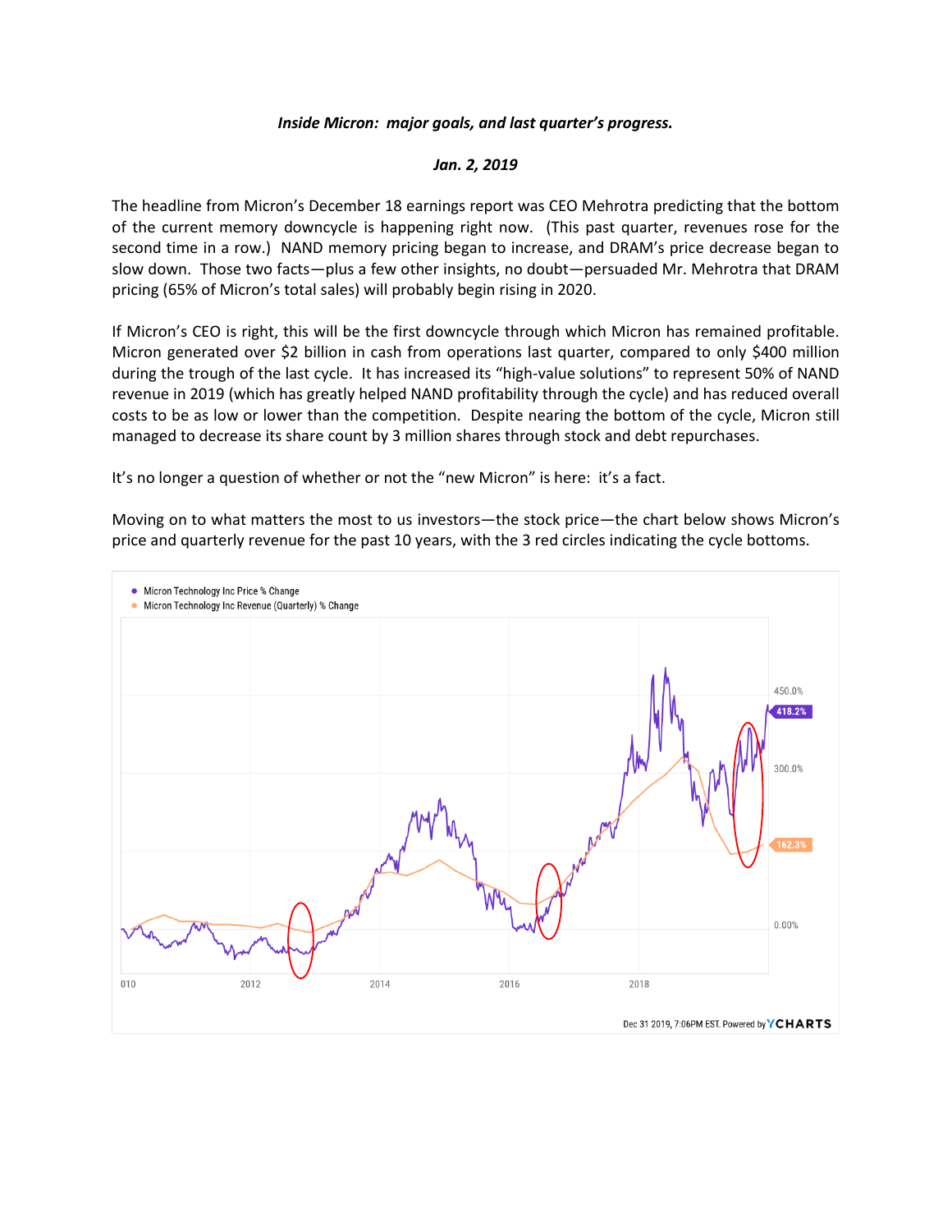***Inside Micron: major goals, and last quarter's progress.***

***Jan. 2, 2019***

The headline from Micron's December 18 earnings report was CEO Mehrotra predicting that the bottom of the current memory downcycle is happening right now. (This past quarter, revenues rose for the second time in a row.) NAND memory pricing began to increase, and DRAM's price decrease began to slow down. Those two facts—plus a few other insights, no doubt—persuaded Mr. Mehrotra that DRAM pricing (65% of Micron's total sales) will probably begin rising in 2020.

If Micron's CEO is right, this will be the first downcycle through which Micron has remained profitable. Micron generated over $2 billion in cash from operations last quarter, compared to only $400 million during the trough of the last cycle. It has increased its "high-value solutions" to represent 50% of NAND revenue in 2019 (which has greatly helped NAND profitability through the cycle) and has reduced overall costs to be as low or lower than the competition. Despite nearing the bottom of the cycle, Micron still managed to decrease its share count by 3 million shares through stock and debt repurchases.

It's no longer a question of whether or not the "new Micron" is here: it's a fact.

Moving on to what matters the most to us investors—the stock price—the chart below shows Micron's price and quarterly revenue for the past 10 years, with the 3 red circles indicating the cycle bottoms.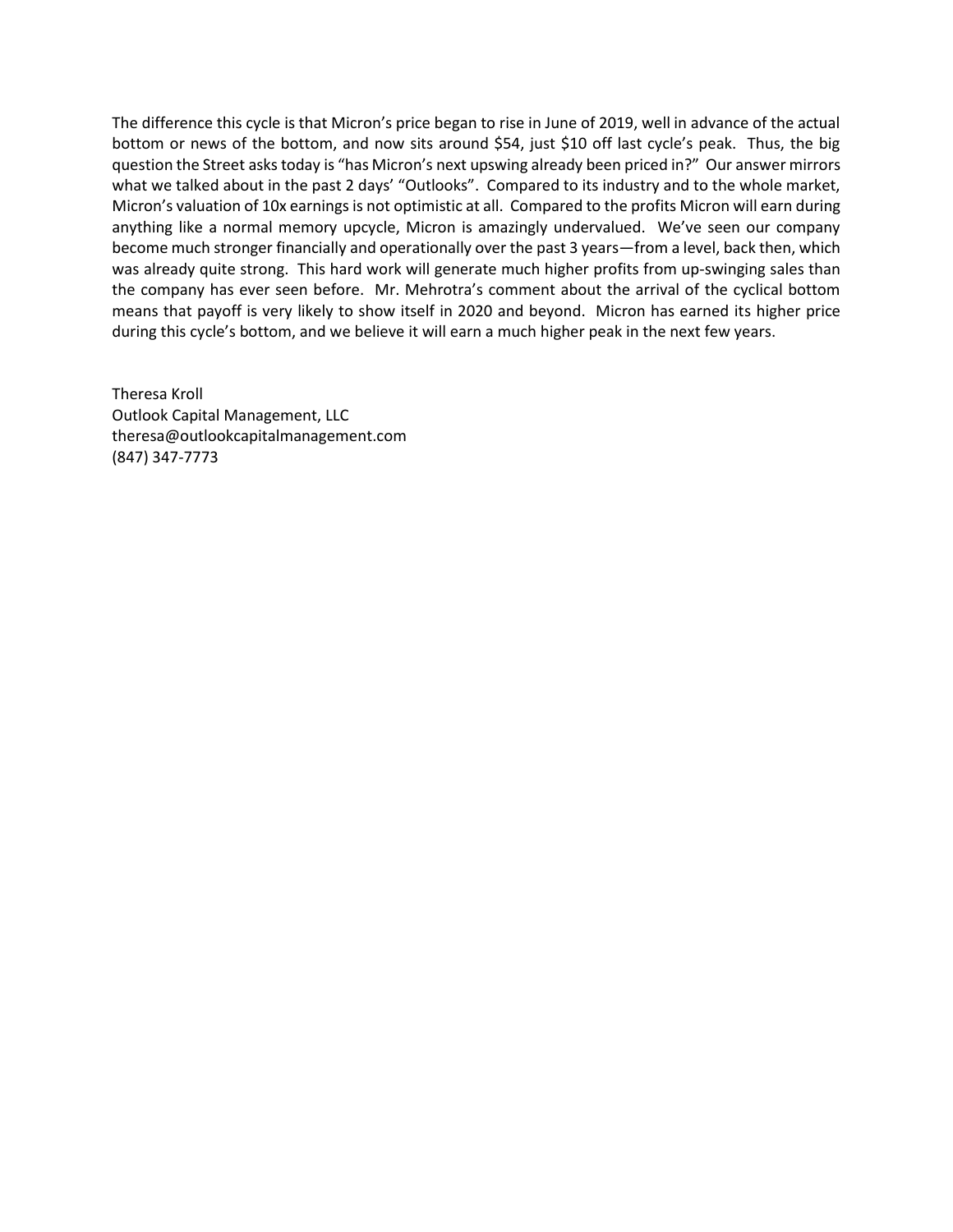The difference this cycle is that Micron's price began to rise in June of 2019, well in advance of the actual bottom or news of the bottom, and now sits around $54, just $10 off last cycle's peak. Thus, the big question the Street asks today is "has Micron's next upswing already been priced in?" Our answer mirrors what we talked about in the past 2 days' "Outlooks". Compared to its industry and to the whole market, Micron's valuation of 10x earnings is not optimistic at all. Compared to the profits Micron will earn during anything like a normal memory upcycle, Micron is amazingly undervalued. We've seen our company become much stronger financially and operationally over the past 3 years—from a level, back then, which was already quite strong. This hard work will generate much higher profits from up-swinging sales than the company has ever seen before. Mr. Mehrotra's comment about the arrival of the cyclical bottom means that payoff is very likely to show itself in 2020 and beyond. Micron has earned its higher price during this cycle's bottom, and we believe it will earn a much higher peak in the next few years.

Theresa Kroll
Outlook Capital Management, LLC
theresa@outlookcapitalmanagement.com
(847) 347-7773